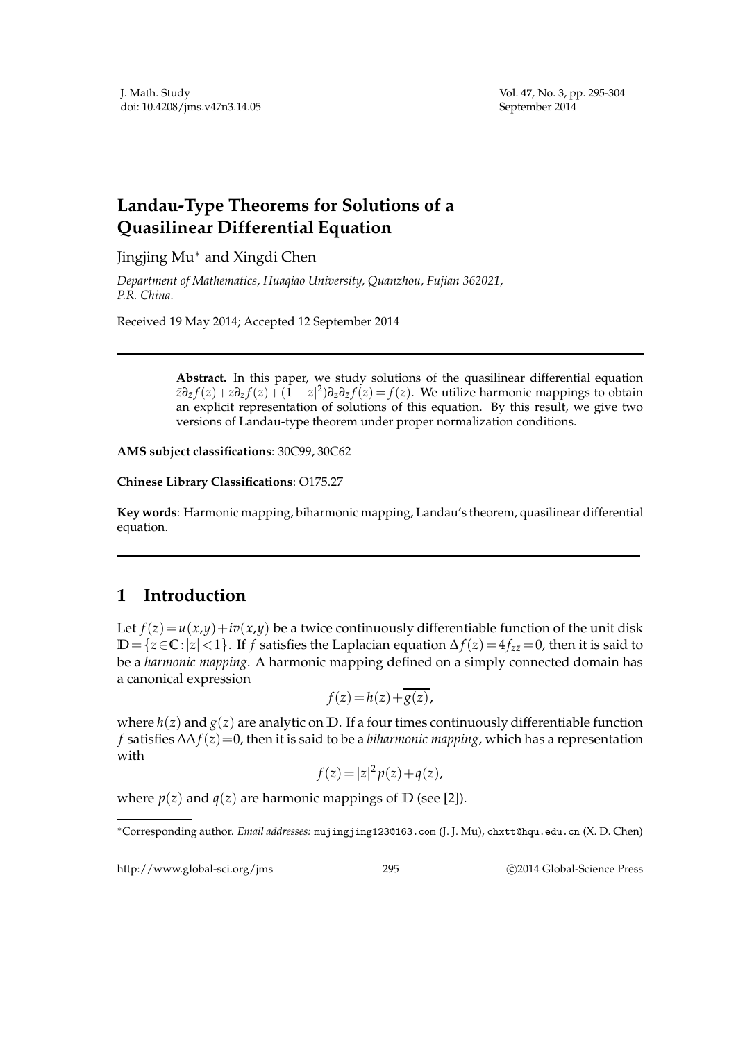# Landau-Type Theorems for Solutions of a Quasilinear Differential Equation

Jingjing Mu* and Xingdi Chen

*Department of Mathematics, Huaqiao University, Quanzhou, Fujian 362021, P.R. China.*

Received 19 May 2014; Accepted 12 September 2014

---

**Abstract.** In this paper, we study solutions of the quasilinear differential equation $\bar{z}\partial_{\bar{z}}f(z)+z\partial_z f(z)+(1-|z|^2)\partial_z\partial_{\bar{z}}f(z)=f(z)$. We utilize harmonic mappings to obtain an explicit representation of solutions of this equation. By this result, we give two versions of Landau-type theorem under proper normalization conditions.

**AMS subject classifications**: 30C99, 30C62

**Chinese Library Classifications**: O175.27

**Key words**: Harmonic mapping, biharmonic mapping, Landau's theorem, quasilinear differential equation.

---

## 1 Introduction

Let $f(z)=u(x,y)+iv(x,y)$ be a twice continuously differentiable function of the unit disk $\mathbb{D}=\{z\in\mathbb{C}:|z|<1\}$. If $f$ satisfies the Laplacian equation $\Delta f(z)=4f_{z\bar{z}}=0$, then it is said to be a *harmonic mapping*. A harmonic mapping defined on a simply connected domain has a canonical expression

$$f(z)=h(z)+\overline{g(z)},$$

where $h(z)$ and $g(z)$ are analytic on $\mathbb{D}$. If a four times continuously differentiable function $f$ satisfies $\Delta\Delta f(z)=0$, then it is said to be a *biharmonic mapping*, which has a representation with

$$f(z)=|z|^2p(z)+q(z),$$

where $p(z)$ and $q(z)$ are harmonic mappings of $\mathbb{D}$ (see [2]).

---

*Corresponding author. *Email addresses:* mujingjing123@163.com (J. J. Mu), chxtt@hqu.edu.cn (X. D. Chen)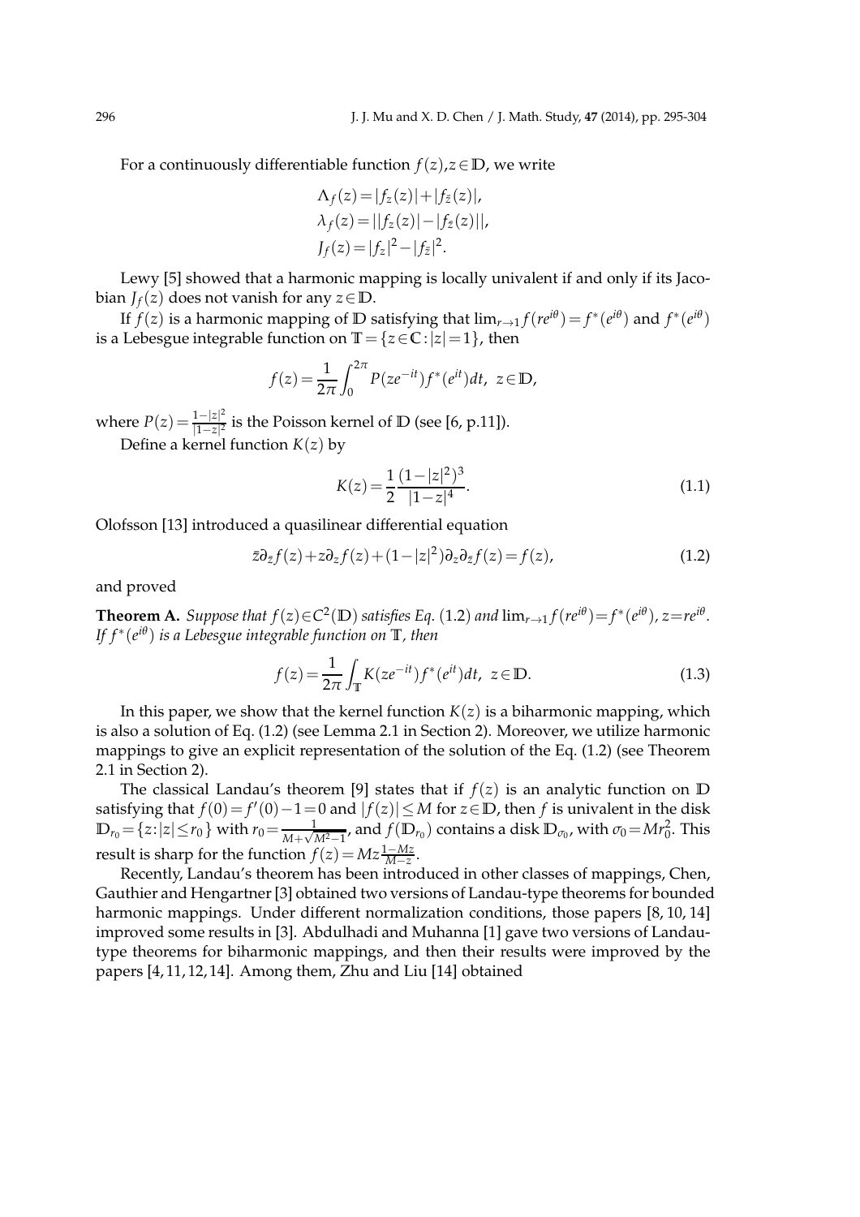For a continuously differentiable function $f(z), z \in \mathbb{D}$, we write

$$\Lambda_f(z) = |f_z(z)| + |f_{\bar{z}}(z)|,$$
$$\lambda_f(z) = ||f_z(z)| - |f_{\bar{z}}(z)||,$$
$$J_f(z) = |f_z|^2 - |f_{\bar{z}}|^2.$$

Lewy [5] showed that a harmonic mapping is locally univalent if and only if its Jacobian $J_f(z)$ does not vanish for any $z \in \mathbb{D}$.

If $f(z)$ is a harmonic mapping of $\mathbb{D}$ satisfying that $\lim_{r\to 1} f(re^{i\theta}) = f^*(e^{i\theta})$ and $f^*(e^{i\theta})$ is a Lebesgue integrable function on $\mathbb{T} = \{z \in \mathbb{C} : |z| = 1\}$, then

$$f(z) = \frac{1}{2\pi}\int_0^{2\pi} P(ze^{-it}) f^*(e^{it}) dt, \;\; z \in \mathbb{D},$$

where $P(z) = \frac{1-|z|^2}{|1-z|^2}$ is the Poisson kernel of $\mathbb{D}$ (see [6, p.11]).

Define a kernel function $K(z)$ by

$$K(z) = \frac{1}{2}\frac{(1-|z|^2)^3}{|1-z|^4}. \tag{1.1}$$

Olofsson [13] introduced a quasilinear differential equation

$$\bar{z}\partial_{\bar{z}} f(z) + z\partial_z f(z) + (1-|z|^2)\partial_z \partial_{\bar{z}} f(z) = f(z), \tag{1.2}$$

and proved

**Theorem A.** *Suppose that $f(z) \in C^2(\mathbb{D})$ satisfies Eq. (1.2) and $\lim_{r\to 1} f(re^{i\theta}) = f^*(e^{i\theta})$, $z = re^{i\theta}$. If $f^*(e^{i\theta})$ is a Lebesgue integrable function on $\mathbb{T}$, then*

$$f(z) = \frac{1}{2\pi}\int_{\mathbb{T}} K(ze^{-it}) f^*(e^{it}) dt, \;\; z \in \mathbb{D}. \tag{1.3}$$

In this paper, we show that the kernel function $K(z)$ is a biharmonic mapping, which is also a solution of Eq. (1.2) (see Lemma 2.1 in Section 2). Moreover, we utilize harmonic mappings to give an explicit representation of the solution of the Eq. (1.2) (see Theorem 2.1 in Section 2).

The classical Landau's theorem [9] states that if $f(z)$ is an analytic function on $\mathbb{D}$ satisfying that $f(0) = f'(0) - 1 = 0$ and $|f(z)| \le M$ for $z \in \mathbb{D}$, then $f$ is univalent in the disk $\mathbb{D}_{r_0} = \{z : |z| \le r_0\}$ with $r_0 = \frac{1}{M+\sqrt{M^2-1}}$, and $f(\mathbb{D}_{r_0})$ contains a disk $\mathbb{D}_{\sigma_0}$, with $\sigma_0 = Mr_0^2$. This result is sharp for the function $f(z) = Mz\frac{1-Mz}{M-z}$.

Recently, Landau's theorem has been introduced in other classes of mappings, Chen, Gauthier and Hengartner [3] obtained two versions of Landau-type theorems for bounded harmonic mappings. Under different normalization conditions, those papers [8, 10, 14] improved some results in [3]. Abdulhadi and Muhanna [1] gave two versions of Landau-type theorems for biharmonic mappings, and then their results were improved by the papers [4, 11, 12, 14]. Among them, Zhu and Liu [14] obtained